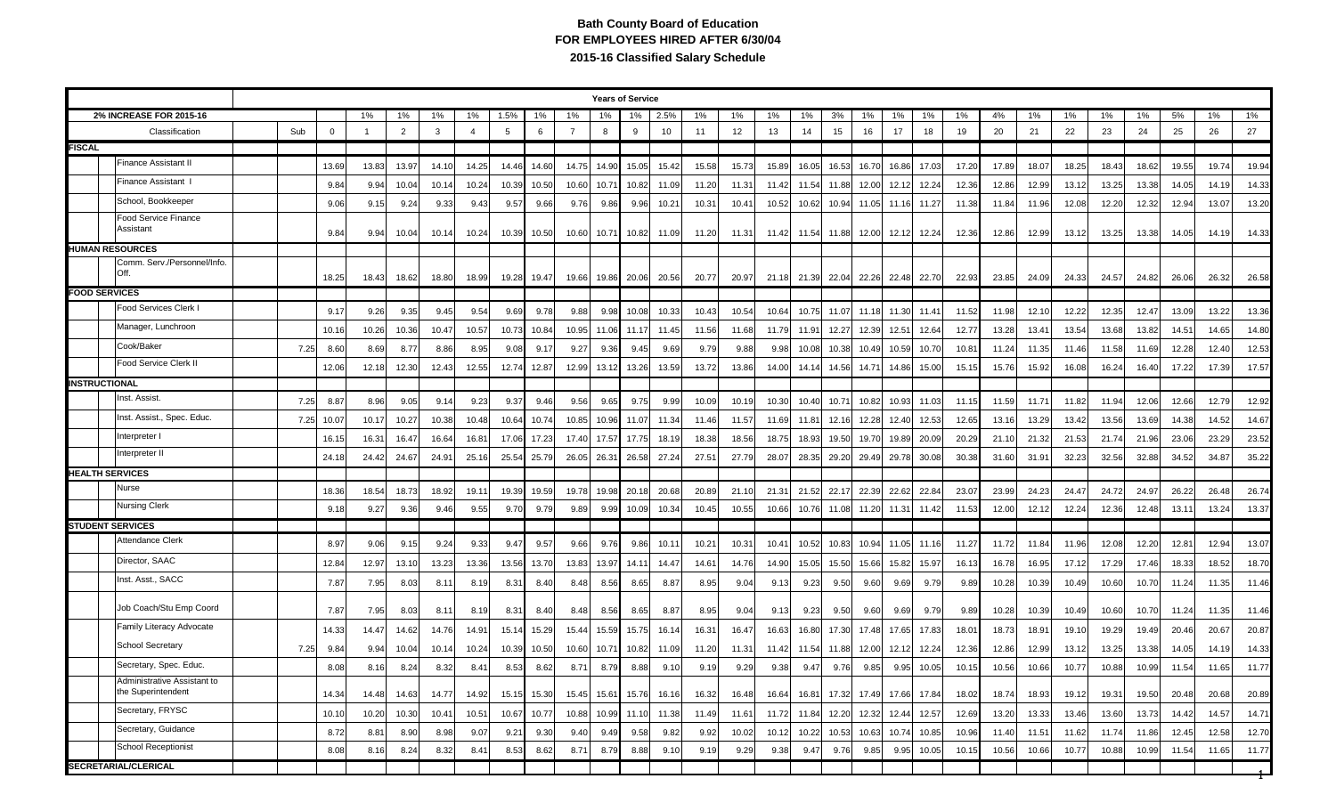# Bath County Board of Education
## FOR EMPLOYEES HIRED AFTER 6/30/04
### 2015-16 Classified Salary Schedule

| | | Years of Service | | | | | | | | | | | | | | | | | | | | | | | | | | | | |
|---|---|---|---|---|---|---|---|---|---|---|---|---|---|---|---|---|---|---|---|---|---|---|---|---|---|---|---|---|---|---|
| 2% INCREASE FOR 2015-16 | | | 1% | 1% | 1% | 1% | 1.5% | 1% | 1% | 1% | 1% | 2.5% | 1% | 1% | 1% | 1% | 3% | 1% | 1% | 1% | 1% | 4% | 1% | 1% | 1% | 1% | 5% | 1% | 1% |
| Classification | Sub | 0 | 1 | 2 | 3 | 4 | 5 | 6 | 7 | 8 | 9 | 10 | 11 | 12 | 13 | 14 | 15 | 16 | 17 | 18 | 19 | 20 | 21 | 22 | 23 | 24 | 25 | 26 | 27 |
| **FISCAL** | | | | | | | | | | | | | | | | | | | | | | | | | | | | | |
| Finance Assistant II | | 13.69 | 13.83 | 13.97 | 14.10 | 14.25 | 14.46 | 14.60 | 14.75 | 14.90 | 15.05 | 15.42 | 15.58 | 15.73 | 15.89 | 16.05 | 16.53 | 16.70 | 16.86 | 17.03 | 17.20 | 17.89 | 18.07 | 18.25 | 18.43 | 18.62 | 19.55 | 19.74 | 19.94 |
| Finance Assistant I | | 9.84 | 9.94 | 10.04 | 10.14 | 10.24 | 10.39 | 10.50 | 10.60 | 10.71 | 10.82 | 11.09 | 11.20 | 11.31 | 11.42 | 11.54 | 11.88 | 12.00 | 12.12 | 12.24 | 12.36 | 12.86 | 12.99 | 13.12 | 13.25 | 13.38 | 14.05 | 14.19 | 14.33 |
| School, Bookkeeper | | 9.06 | 9.15 | 9.24 | 9.33 | 9.43 | 9.57 | 9.66 | 9.76 | 9.86 | 9.96 | 10.21 | 10.31 | 10.41 | 10.52 | 10.62 | 10.94 | 11.05 | 11.16 | 11.27 | 11.38 | 11.84 | 11.96 | 12.08 | 12.20 | 12.32 | 12.94 | 13.07 | 13.20 |
| Food Service Finance Assistant | | 9.84 | 9.94 | 10.04 | 10.14 | 10.24 | 10.39 | 10.50 | 10.60 | 10.71 | 10.82 | 11.09 | 11.20 | 11.31 | 11.42 | 11.54 | 11.88 | 12.00 | 12.12 | 12.24 | 12.36 | 12.86 | 12.99 | 13.12 | 13.25 | 13.38 | 14.05 | 14.19 | 14.33 |
| **HUMAN RESOURCES** | | | | | | | | | | | | | | | | | | | | | | | | | | | | | |
| Comm. Serv./Personnel/Info. Off. | | 18.25 | 18.43 | 18.62 | 18.80 | 18.99 | 19.28 | 19.47 | 19.66 | 19.86 | 20.06 | 20.56 | 20.77 | 20.97 | 21.18 | 21.39 | 22.04 | 22.26 | 22.48 | 22.70 | 22.93 | 23.85 | 24.09 | 24.33 | 24.57 | 24.82 | 26.06 | 26.32 | 26.58 |
| **FOOD SERVICES** | | | | | | | | | | | | | | | | | | | | | | | | | | | | | |
| Food Services Clerk I | | 9.17 | 9.26 | 9.35 | 9.45 | 9.54 | 9.69 | 9.78 | 9.88 | 9.98 | 10.08 | 10.33 | 10.43 | 10.54 | 10.64 | 10.75 | 11.07 | 11.18 | 11.30 | 11.41 | 11.52 | 11.98 | 12.10 | 12.22 | 12.35 | 12.47 | 13.09 | 13.22 | 13.36 |
| Manager, Lunchroom | | 10.16 | 10.26 | 10.36 | 10.47 | 10.57 | 10.73 | 10.84 | 10.95 | 11.06 | 11.17 | 11.45 | 11.56 | 11.68 | 11.79 | 11.91 | 12.27 | 12.39 | 12.51 | 12.64 | 12.77 | 13.28 | 13.41 | 13.54 | 13.68 | 13.82 | 14.51 | 14.65 | 14.80 |
| Cook/Baker | 7.25 | 8.60 | 8.69 | 8.77 | 8.86 | 8.95 | 9.08 | 9.17 | 9.27 | 9.36 | 9.45 | 9.69 | 9.79 | 9.88 | 9.98 | 10.08 | 10.38 | 10.49 | 10.59 | 10.70 | 10.81 | 11.24 | 11.35 | 11.46 | 11.58 | 11.69 | 12.28 | 12.40 | 12.53 |
| Food Service Clerk II | | 12.06 | 12.18 | 12.30 | 12.43 | 12.55 | 12.74 | 12.87 | 12.99 | 13.12 | 13.26 | 13.59 | 13.72 | 13.86 | 14.00 | 14.14 | 14.56 | 14.71 | 14.86 | 15.00 | 15.15 | 15.76 | 15.92 | 16.08 | 16.24 | 16.40 | 17.22 | 17.39 | 17.57 |
| **INSTRUCTIONAL** | | | | | | | | | | | | | | | | | | | | | | | | | | | | | |
| Inst. Assist. | 7.25 | 8.87 | 8.96 | 9.05 | 9.14 | 9.23 | 9.37 | 9.46 | 9.56 | 9.65 | 9.75 | 9.99 | 10.09 | 10.19 | 10.30 | 10.40 | 10.71 | 10.82 | 10.93 | 11.03 | 11.15 | 11.59 | 11.71 | 11.82 | 11.94 | 12.06 | 12.66 | 12.79 | 12.92 |
| Inst. Assist., Spec. Educ. | 7.25 | 10.07 | 10.17 | 10.27 | 10.38 | 10.48 | 10.64 | 10.74 | 10.85 | 10.96 | 11.07 | 11.34 | 11.46 | 11.57 | 11.69 | 11.81 | 12.16 | 12.28 | 12.40 | 12.53 | 12.65 | 13.16 | 13.29 | 13.42 | 13.56 | 13.69 | 14.38 | 14.52 | 14.67 |
| Interpreter I | | 16.15 | 16.31 | 16.47 | 16.64 | 16.81 | 17.06 | 17.23 | 17.40 | 17.57 | 17.75 | 18.19 | 18.38 | 18.56 | 18.75 | 18.93 | 19.50 | 19.70 | 19.89 | 20.09 | 20.29 | 21.10 | 21.32 | 21.53 | 21.74 | 21.96 | 23.06 | 23.29 | 23.52 |
| Interpreter II | | 24.18 | 24.42 | 24.67 | 24.91 | 25.16 | 25.54 | 25.79 | 26.05 | 26.31 | 26.58 | 27.24 | 27.51 | 27.79 | 28.07 | 28.35 | 29.20 | 29.49 | 29.78 | 30.08 | 30.38 | 31.60 | 31.91 | 32.23 | 32.56 | 32.88 | 34.52 | 34.87 | 35.22 |
| **HEALTH SERVICES** | | | | | | | | | | | | | | | | | | | | | | | | | | | | | |
| Nurse | | 18.36 | 18.54 | 18.73 | 18.92 | 19.11 | 19.39 | 19.59 | 19.78 | 19.98 | 20.18 | 20.68 | 20.89 | 21.10 | 21.31 | 21.52 | 22.17 | 22.39 | 22.62 | 22.84 | 23.07 | 23.99 | 24.23 | 24.47 | 24.72 | 24.97 | 26.22 | 26.48 | 26.74 |
| Nursing Clerk | | 9.18 | 9.27 | 9.36 | 9.46 | 9.55 | 9.70 | 9.79 | 9.89 | 9.99 | 10.09 | 10.34 | 10.45 | 10.55 | 10.66 | 10.76 | 11.08 | 11.20 | 11.31 | 11.42 | 11.53 | 12.00 | 12.12 | 12.24 | 12.36 | 12.48 | 13.11 | 13.24 | 13.37 |
| **STUDENT SERVICES** | | | | | | | | | | | | | | | | | | | | | | | | | | | | | |
| Attendance Clerk | | 8.97 | 9.06 | 9.15 | 9.24 | 9.33 | 9.47 | 9.57 | 9.66 | 9.76 | 9.86 | 10.11 | 10.21 | 10.31 | 10.41 | 10.52 | 10.83 | 10.94 | 11.05 | 11.16 | 11.27 | 11.72 | 11.84 | 11.96 | 12.08 | 12.20 | 12.81 | 12.94 | 13.07 |
| Director, SAAC | | 12.84 | 12.97 | 13.10 | 13.23 | 13.36 | 13.56 | 13.70 | 13.83 | 13.97 | 14.11 | 14.47 | 14.61 | 14.76 | 14.90 | 15.05 | 15.50 | 15.66 | 15.82 | 15.97 | 16.13 | 16.78 | 16.95 | 17.12 | 17.29 | 17.46 | 18.33 | 18.52 | 18.70 |
| Inst. Asst., SACC | | 7.87 | 7.95 | 8.03 | 8.11 | 8.19 | 8.31 | 8.40 | 8.48 | 8.56 | 8.65 | 8.87 | 8.95 | 9.04 | 9.13 | 9.23 | 9.50 | 9.60 | 9.69 | 9.79 | 9.89 | 10.28 | 10.39 | 10.49 | 10.60 | 10.70 | 11.24 | 11.35 | 11.46 |
| Job Coach/Stu Emp Coord | | 7.87 | 7.95 | 8.03 | 8.11 | 8.19 | 8.31 | 8.40 | 8.48 | 8.56 | 8.65 | 8.87 | 8.95 | 9.04 | 9.13 | 9.23 | 9.50 | 9.60 | 9.69 | 9.79 | 9.89 | 10.28 | 10.39 | 10.49 | 10.60 | 10.70 | 11.24 | 11.35 | 11.46 |
| Family Literacy Advocate | | 14.33 | 14.47 | 14.62 | 14.76 | 14.91 | 15.14 | 15.29 | 15.44 | 15.59 | 15.75 | 16.14 | 16.31 | 16.47 | 16.63 | 16.80 | 17.30 | 17.48 | 17.65 | 17.83 | 18.01 | 18.73 | 18.91 | 19.10 | 19.29 | 19.49 | 20.46 | 20.67 | 20.87 |
| School Secretary | 7.25 | 9.84 | 9.94 | 10.04 | 10.14 | 10.24 | 10.39 | 10.50 | 10.60 | 10.71 | 10.82 | 11.09 | 11.20 | 11.31 | 11.42 | 11.54 | 11.88 | 12.00 | 12.12 | 12.24 | 12.36 | 12.86 | 12.99 | 13.12 | 13.25 | 13.38 | 14.05 | 14.19 | 14.33 |
| Secretary, Spec. Educ. | | 8.08 | 8.16 | 8.24 | 8.32 | 8.41 | 8.53 | 8.62 | 8.71 | 8.79 | 8.88 | 9.10 | 9.19 | 9.29 | 9.38 | 9.47 | 9.76 | 9.85 | 9.95 | 10.05 | 10.15 | 10.56 | 10.66 | 10.77 | 10.88 | 10.99 | 11.54 | 11.65 | 11.77 |
| Administrative Assistant to the Superintendent | | 14.34 | 14.48 | 14.63 | 14.77 | 14.92 | 15.15 | 15.30 | 15.45 | 15.61 | 15.76 | 16.16 | 16.32 | 16.48 | 16.64 | 16.81 | 17.32 | 17.49 | 17.66 | 17.84 | 18.02 | 18.74 | 18.93 | 19.12 | 19.31 | 19.50 | 20.48 | 20.68 | 20.89 |
| Secretary, FRYSC | | 10.10 | 10.20 | 10.30 | 10.41 | 10.51 | 10.67 | 10.77 | 10.88 | 10.99 | 11.10 | 11.38 | 11.49 | 11.61 | 11.72 | 11.84 | 12.20 | 12.32 | 12.44 | 12.57 | 12.69 | 13.20 | 13.33 | 13.46 | 13.60 | 13.73 | 14.42 | 14.57 | 14.71 |
| Secretary, Guidance | | 8.72 | 8.81 | 8.90 | 8.98 | 9.07 | 9.21 | 9.30 | 9.40 | 9.49 | 9.58 | 9.82 | 9.92 | 10.02 | 10.12 | 10.22 | 10.53 | 10.63 | 10.74 | 10.85 | 10.96 | 11.40 | 11.51 | 11.62 | 11.74 | 11.86 | 12.45 | 12.58 | 12.70 |
| School Receptionist | | 8.08 | 8.16 | 8.24 | 8.32 | 8.41 | 8.53 | 8.62 | 8.71 | 8.79 | 8.88 | 9.10 | 9.19 | 9.29 | 9.38 | 9.47 | 9.76 | 9.85 | 9.95 | 10.05 | 10.15 | 10.56 | 10.66 | 10.77 | 10.88 | 10.99 | 11.54 | 11.65 | 11.77 |
| **SECRETARIAL/CLERICAL** | | | | | | | | | | | | | | | | | | | | | | | | | | | | | |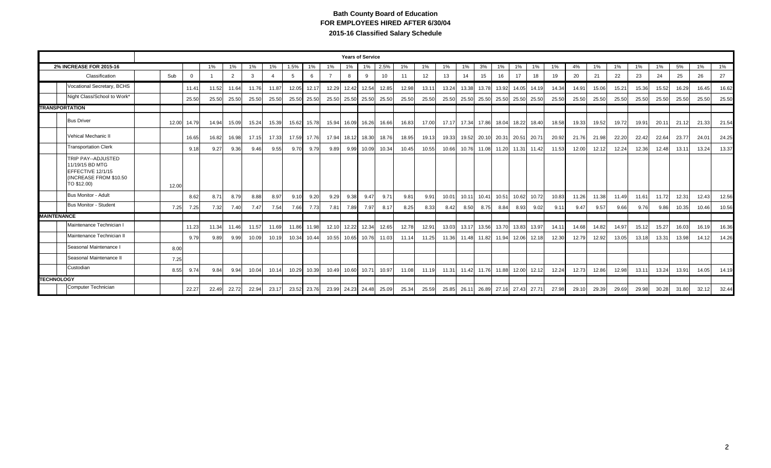# Bath County Board of Education
## FOR EMPLOYEES HIRED AFTER 6/30/04
### 2015-16 Classified Salary Schedule

| | Years of Service | | | | | | | | | | | | | | | | | | | | | | | | | | | | | |
|---|---|---|---|---|---|---|---|---|---|---|---|---|---|---|---|---|---|---|---|---|---|---|---|---|---|---|---|---|---|---|
| **2% INCREASE FOR 2015-16** | | | 1% | 1% | 1% | 1% | 1.5% | 1% | 1% | 1% | 1% | 2.5% | 1% | 1% | 1% | 1% | 3% | 1% | 1% | 1% | 1% | 4% | 1% | 1% | 1% | 1% | 5% | 1% | 1% |
| Classification | Sub | 0 | 1 | 2 | 3 | 4 | 5 | 6 | 7 | 8 | 9 | 10 | 11 | 12 | 13 | 14 | 15 | 16 | 17 | 18 | 19 | 20 | 21 | 22 | 23 | 24 | 25 | 26 | 27 |
| Vocational Secretary, BCHS | | 11.41 | 11.52 | 11.64 | 11.76 | 11.87 | 12.05 | 12.17 | 12.29 | 12.42 | 12.54 | 12.85 | 12.98 | 13.11 | 13.24 | 13.38 | 13.78 | 13.92 | 14.05 | 14.19 | 14.34 | 14.91 | 15.06 | 15.21 | 15.36 | 15.52 | 16.29 | 16.45 | 16.62 |
| Night Class/School to Work* | | 25.50 | 25.50 | 25.50 | 25.50 | 25.50 | 25.50 | 25.50 | 25.50 | 25.50 | 25.50 | 25.50 | 25.50 | 25.50 | 25.50 | 25.50 | 25.50 | 25.50 | 25.50 | 25.50 | 25.50 | 25.50 | 25.50 | 25.50 | 25.50 | 25.50 | 25.50 | 25.50 | 25.50 |
| **TRANSPORTATION** | | | | | | | | | | | | | | | | | | | | | | | | | | | | | |
| Bus Driver | 12.00 | 14.79 | 14.94 | 15.09 | 15.24 | 15.39 | 15.62 | 15.78 | 15.94 | 16.09 | 16.26 | 16.66 | 16.83 | 17.00 | 17.17 | 17.34 | 17.86 | 18.04 | 18.22 | 18.40 | 18.58 | 19.33 | 19.52 | 19.72 | 19.91 | 20.11 | 21.12 | 21.33 | 21.54 |
| Vehical Mechanic II | | 16.65 | 16.82 | 16.98 | 17.15 | 17.33 | 17.59 | 17.76 | 17.94 | 18.12 | 18.30 | 18.76 | 18.95 | 19.13 | 19.33 | 19.52 | 20.10 | 20.31 | 20.51 | 20.71 | 20.92 | 21.76 | 21.98 | 22.20 | 22.42 | 22.64 | 23.77 | 24.01 | 24.25 |
| Transportation Clerk | | 9.18 | 9.27 | 9.36 | 9.46 | 9.55 | 9.70 | 9.79 | 9.89 | 9.99 | 10.09 | 10.34 | 10.45 | 10.55 | 10.66 | 10.76 | 11.08 | 11.20 | 11.31 | 11.42 | 11.53 | 12.00 | 12.12 | 12.24 | 12.36 | 12.48 | 13.11 | 13.24 | 13.37 |
| TRIP PAY--ADJUSTED 11/19/15 BD MTG EFFECTIVE 12/1/15 (INCREASE FROM $10.50 TO $12.00) | 12.00 | | | | | | | | | | | | | | | | | | | | | | | | | | | | |
| Bus Monitor - Adult | | 8.62 | 8.71 | 8.79 | 8.88 | 8.97 | 9.10 | 9.20 | 9.29 | 9.38 | 9.47 | 9.71 | 9.81 | 9.91 | 10.01 | 10.11 | 10.41 | 10.51 | 10.62 | 10.72 | 10.83 | 11.26 | 11.38 | 11.49 | 11.61 | 11.72 | 12.31 | 12.43 | 12.56 |
| Bus Monitor - Student | 7.25 | 7.25 | 7.32 | 7.40 | 7.47 | 7.54 | 7.66 | 7.73 | 7.81 | 7.89 | 7.97 | 8.17 | 8.25 | 8.33 | 8.42 | 8.50 | 8.75 | 8.84 | 8.93 | 9.02 | 9.11 | 9.47 | 9.57 | 9.66 | 9.76 | 9.86 | 10.35 | 10.46 | 10.56 |
| **MAINTENANCE** | | | | | | | | | | | | | | | | | | | | | | | | | | | | | |
| Maintenance Technician I | | 11.23 | 11.34 | 11.46 | 11.57 | 11.69 | 11.86 | 11.98 | 12.10 | 12.22 | 12.34 | 12.65 | 12.78 | 12.91 | 13.03 | 13.17 | 13.56 | 13.70 | 13.83 | 13.97 | 14.11 | 14.68 | 14.82 | 14.97 | 15.12 | 15.27 | 16.03 | 16.19 | 16.36 |
| Maintenance Technician II | | 9.79 | 9.89 | 9.99 | 10.09 | 10.19 | 10.34 | 10.44 | 10.55 | 10.65 | 10.76 | 11.03 | 11.14 | 11.25 | 11.36 | 11.48 | 11.82 | 11.94 | 12.06 | 12.18 | 12.30 | 12.79 | 12.92 | 13.05 | 13.18 | 13.31 | 13.98 | 14.12 | 14.26 |
| Seasonal Maintenance I | 8.00 | | | | | | | | | | | | | | | | | | | | | | | | | | | | |
| Seasonal Maintenance II | 7.25 | | | | | | | | | | | | | | | | | | | | | | | | | | | | |
| Custodian | 8.55 | 9.74 | 9.84 | 9.94 | 10.04 | 10.14 | 10.29 | 10.39 | 10.49 | 10.60 | 10.71 | 10.97 | 11.08 | 11.19 | 11.31 | 11.42 | 11.76 | 11.88 | 12.00 | 12.12 | 12.24 | 12.73 | 12.86 | 12.98 | 13.11 | 13.24 | 13.91 | 14.05 | 14.19 |
| **TECHNOLOGY** | | | | | | | | | | | | | | | | | | | | | | | | | | | | | |
| Computer Technician | | 22.27 | 22.49 | 22.72 | 22.94 | 23.17 | 23.52 | 23.76 | 23.99 | 24.23 | 24.48 | 25.09 | 25.34 | 25.59 | 25.85 | 26.11 | 26.89 | 27.16 | 27.43 | 27.71 | 27.98 | 29.10 | 29.39 | 29.69 | 29.98 | 30.28 | 31.80 | 32.12 | 32.44 |